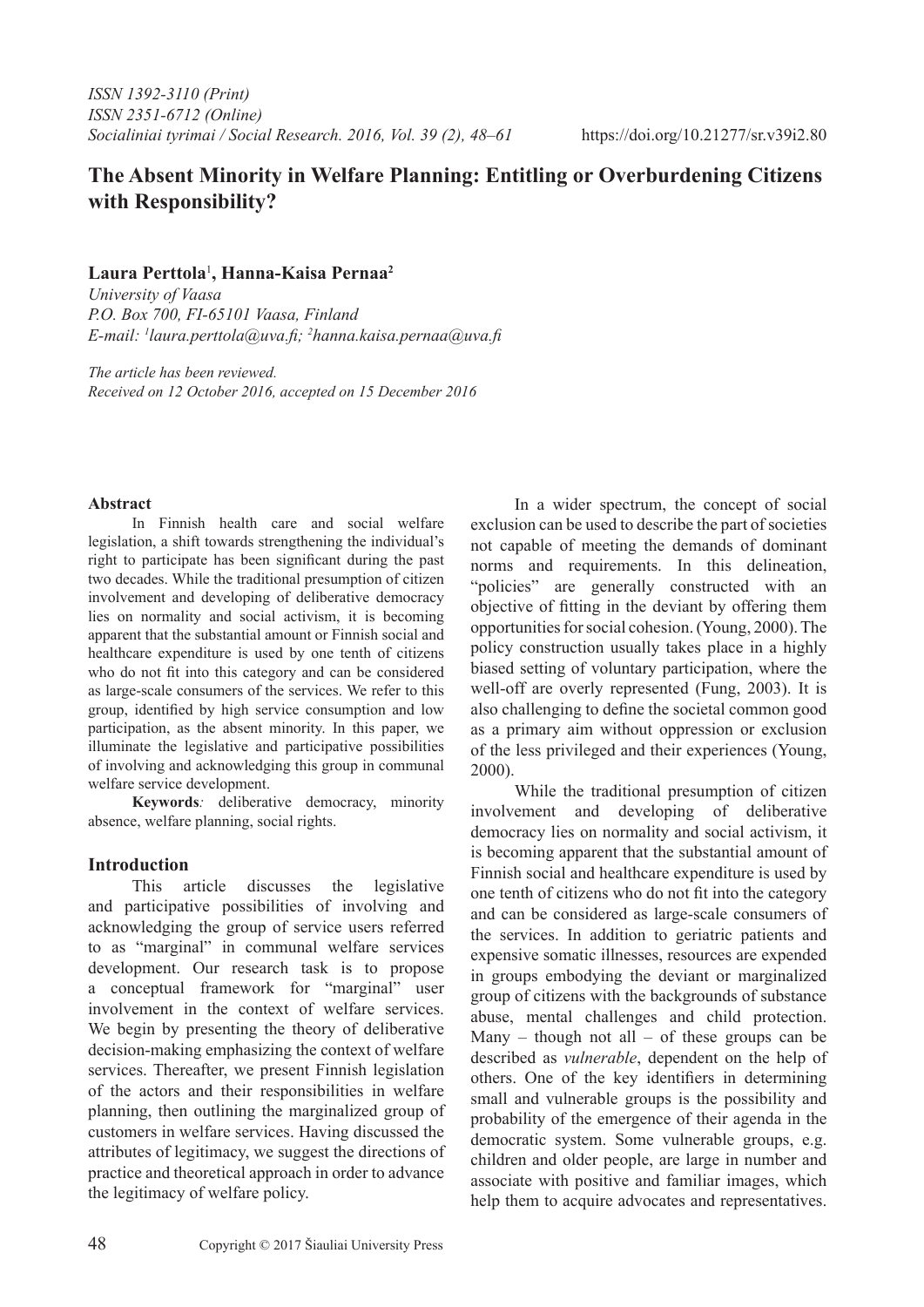ISSN 1392-3110 (Print)
ISSN 2351-6712 (Online)
*Socialiniai tyrimai / Social Research. 2016, Vol. 39 (2), 48–61* https://doi.org/10.21277/sr.v39i2.80

# The Absent Minority in Welfare Planning: Entitling or Overburdening Citizens with Responsibility?

**Laura Perttola**[1], **Hanna-Kaisa Pernaa**[2]

*University of Vaasa*
*P.O. Box 700, FI-65101 Vaasa, Finland*
*E-mail: [1]laura.perttola@uva.fi; [2]hanna.kaisa.pernaa@uva.fi*

*The article has been reviewed.*
*Received on 12 October 2016, accepted on 15 December 2016*

**Abstract**

In Finnish health care and social welfare legislation, a shift towards strengthening the individual's right to participate has been significant during the past two decades. While the traditional presumption of citizen involvement and developing of deliberative democracy lies on normality and social activism, it is becoming apparent that the substantial amount or Finnish social and healthcare expenditure is used by one tenth of citizens who do not fit into this category and can be considered as large-scale consumers of the services. We refer to this group, identified by high service consumption and low participation, as the absent minority. In this paper, we illuminate the legislative and participative possibilities of involving and acknowledging this group in communal welfare service development.

**Keywords***:* deliberative democracy, minority absence, welfare planning, social rights.

## Introduction

This article discusses the legislative and participative possibilities of involving and acknowledging the group of service users referred to as "marginal" in communal welfare services development. Our research task is to propose a conceptual framework for "marginal" user involvement in the context of welfare services. We begin by presenting the theory of deliberative decision-making emphasizing the context of welfare services. Thereafter, we present Finnish legislation of the actors and their responsibilities in welfare planning, then outlining the marginalized group of customers in welfare services. Having discussed the attributes of legitimacy, we suggest the directions of practice and theoretical approach in order to advance the legitimacy of welfare policy.

In a wider spectrum, the concept of social exclusion can be used to describe the part of societies not capable of meeting the demands of dominant norms and requirements. In this delineation, "policies" are generally constructed with an objective of fitting in the deviant by offering them opportunities for social cohesion. (Young, 2000). The policy construction usually takes place in a highly biased setting of voluntary participation, where the well-off are overly represented (Fung, 2003). It is also challenging to define the societal common good as a primary aim without oppression or exclusion of the less privileged and their experiences (Young, 2000).

While the traditional presumption of citizen involvement and developing of deliberative democracy lies on normality and social activism, it is becoming apparent that the substantial amount of Finnish social and healthcare expenditure is used by one tenth of citizens who do not fit into the category and can be considered as large-scale consumers of the services. In addition to geriatric patients and expensive somatic illnesses, resources are expended in groups embodying the deviant or marginalized group of citizens with the backgrounds of substance abuse, mental challenges and child protection. Many – though not all – of these groups can be described as *vulnerable*, dependent on the help of others. One of the key identifiers in determining small and vulnerable groups is the possibility and probability of the emergence of their agenda in the democratic system. Some vulnerable groups, e.g. children and older people, are large in number and associate with positive and familiar images, which help them to acquire advocates and representatives.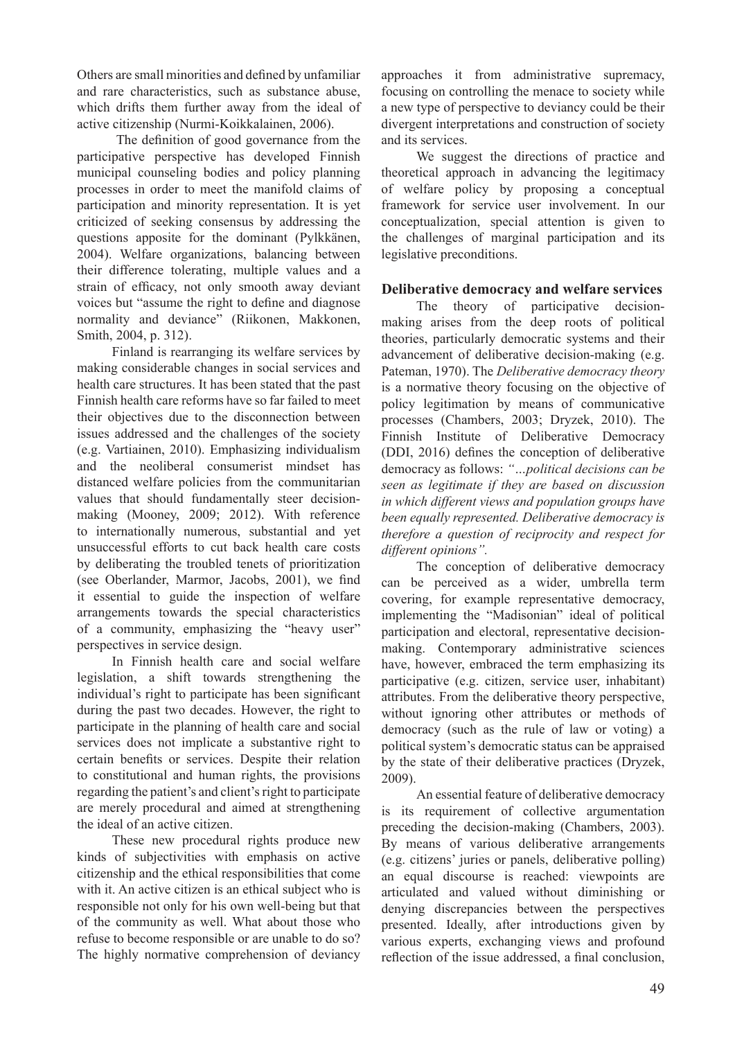Others are small minorities and defined by unfamiliar and rare characteristics, such as substance abuse, which drifts them further away from the ideal of active citizenship (Nurmi-Koikkalainen, 2006).

The definition of good governance from the participative perspective has developed Finnish municipal counseling bodies and policy planning processes in order to meet the manifold claims of participation and minority representation. It is yet criticized of seeking consensus by addressing the questions apposite for the dominant (Pylkkänen, 2004). Welfare organizations, balancing between their difference tolerating, multiple values and a strain of efficacy, not only smooth away deviant voices but "assume the right to define and diagnose normality and deviance" (Riikonen, Makkonen, Smith, 2004, p. 312).

Finland is rearranging its welfare services by making considerable changes in social services and health care structures. It has been stated that the past Finnish health care reforms have so far failed to meet their objectives due to the disconnection between issues addressed and the challenges of the society (e.g. Vartiainen, 2010). Emphasizing individualism and the neoliberal consumerist mindset has distanced welfare policies from the communitarian values that should fundamentally steer decision-making (Mooney, 2009; 2012). With reference to internationally numerous, substantial and yet unsuccessful efforts to cut back health care costs by deliberating the troubled tenets of prioritization (see Oberlander, Marmor, Jacobs, 2001), we find it essential to guide the inspection of welfare arrangements towards the special characteristics of a community, emphasizing the "heavy user" perspectives in service design.

In Finnish health care and social welfare legislation, a shift towards strengthening the individual's right to participate has been significant during the past two decades. However, the right to participate in the planning of health care and social services does not implicate a substantive right to certain benefits or services. Despite their relation to constitutional and human rights, the provisions regarding the patient's and client's right to participate are merely procedural and aimed at strengthening the ideal of an active citizen.

These new procedural rights produce new kinds of subjectivities with emphasis on active citizenship and the ethical responsibilities that come with it. An active citizen is an ethical subject who is responsible not only for his own well-being but that of the community as well. What about those who refuse to become responsible or are unable to do so? The highly normative comprehension of deviancy approaches it from administrative supremacy, focusing on controlling the menace to society while a new type of perspective to deviancy could be their divergent interpretations and construction of society and its services.

We suggest the directions of practice and theoretical approach in advancing the legitimacy of welfare policy by proposing a conceptual framework for service user involvement. In our conceptualization, special attention is given to the challenges of marginal participation and its legislative preconditions.

## Deliberative democracy and welfare services

The theory of participative decision-making arises from the deep roots of political theories, particularly democratic systems and their advancement of deliberative decision-making (e.g. Pateman, 1970). The *Deliberative democracy theory* is a normative theory focusing on the objective of policy legitimation by means of communicative processes (Chambers, 2003; Dryzek, 2010). The Finnish Institute of Deliberative Democracy (DDI, 2016) defines the conception of deliberative democracy as follows: *"…political decisions can be seen as legitimate if they are based on discussion in which different views and population groups have been equally represented. Deliberative democracy is therefore a question of reciprocity and respect for different opinions".*

The conception of deliberative democracy can be perceived as a wider, umbrella term covering, for example representative democracy, implementing the "Madisonian" ideal of political participation and electoral, representative decision-making. Contemporary administrative sciences have, however, embraced the term emphasizing its participative (e.g. citizen, service user, inhabitant) attributes. From the deliberative theory perspective, without ignoring other attributes or methods of democracy (such as the rule of law or voting) a political system's democratic status can be appraised by the state of their deliberative practices (Dryzek, 2009).

An essential feature of deliberative democracy is its requirement of collective argumentation preceding the decision-making (Chambers, 2003). By means of various deliberative arrangements (e.g. citizens' juries or panels, deliberative polling) an equal discourse is reached: viewpoints are articulated and valued without diminishing or denying discrepancies between the perspectives presented. Ideally, after introductions given by various experts, exchanging views and profound reflection of the issue addressed, a final conclusion,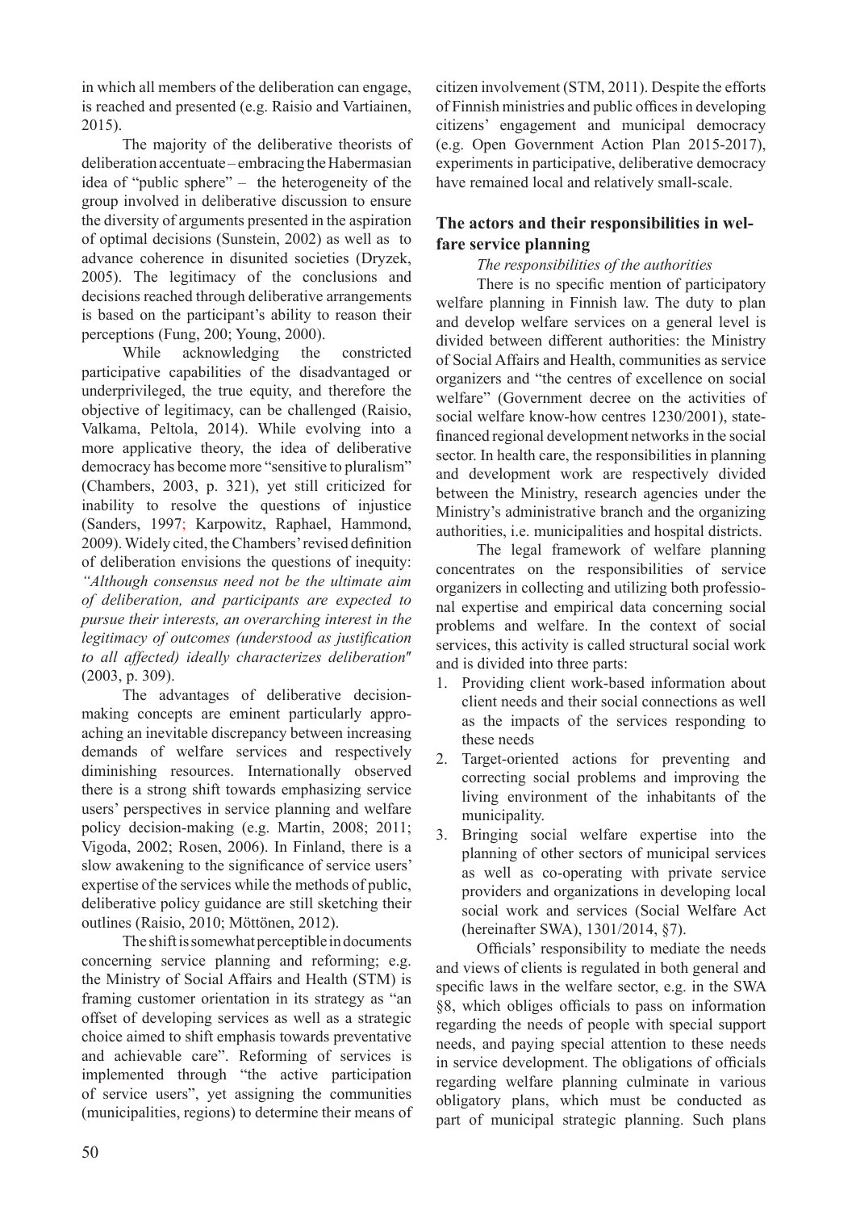in which all members of the deliberation can engage, is reached and presented (e.g. Raisio and Vartiainen, 2015).

The majority of the deliberative theorists of deliberation accentuate – embracing the Habermasian idea of "public sphere" – the heterogeneity of the group involved in deliberative discussion to ensure the diversity of arguments presented in the aspiration of optimal decisions (Sunstein, 2002) as well as to advance coherence in disunited societies (Dryzek, 2005). The legitimacy of the conclusions and decisions reached through deliberative arrangements is based on the participant's ability to reason their perceptions (Fung, 200; Young, 2000).

While acknowledging the constricted participative capabilities of the disadvantaged or underprivileged, the true equity, and therefore the objective of legitimacy, can be challenged (Raisio, Valkama, Peltola, 2014). While evolving into a more applicative theory, the idea of deliberative democracy has become more "sensitive to pluralism" (Chambers, 2003, p. 321), yet still criticized for inability to resolve the questions of injustice (Sanders, 1997; Karpowitz, Raphael, Hammond, 2009). Widely cited, the Chambers' revised definition of deliberation envisions the questions of inequity: *"Although consensus need not be the ultimate aim of deliberation, and participants are expected to pursue their interests, an overarching interest in the legitimacy of outcomes (understood as justification to all affected) ideally characterizes deliberation"* (2003, p. 309).

The advantages of deliberative decision-making concepts are eminent particularly approaching an inevitable discrepancy between increasing demands of welfare services and respectively diminishing resources. Internationally observed there is a strong shift towards emphasizing service users' perspectives in service planning and welfare policy decision-making (e.g. Martin, 2008; 2011; Vigoda, 2002; Rosen, 2006). In Finland, there is a slow awakening to the significance of service users' expertise of the services while the methods of public, deliberative policy guidance are still sketching their outlines (Raisio, 2010; Möttönen, 2012).

The shift is somewhat perceptible in documents concerning service planning and reforming; e.g. the Ministry of Social Affairs and Health (STM) is framing customer orientation in its strategy as "an offset of developing services as well as a strategic choice aimed to shift emphasis towards preventative and achievable care". Reforming of services is implemented through "the active participation of service users", yet assigning the communities (municipalities, regions) to determine their means of citizen involvement (STM, 2011). Despite the efforts of Finnish ministries and public offices in developing citizens' engagement and municipal democracy (e.g. Open Government Action Plan 2015-2017), experiments in participative, deliberative democracy have remained local and relatively small-scale.

## The actors and their responsibilities in welfare service planning

*The responsibilities of the authorities*

There is no specific mention of participatory welfare planning in Finnish law. The duty to plan and develop welfare services on a general level is divided between different authorities: the Ministry of Social Affairs and Health, communities as service organizers and "the centres of excellence on social welfare" (Government decree on the activities of social welfare know-how centres 1230/2001), state-financed regional development networks in the social sector. In health care, the responsibilities in planning and development work are respectively divided between the Ministry, research agencies under the Ministry's administrative branch and the organizing authorities, i.e. municipalities and hospital districts.

The legal framework of welfare planning concentrates on the responsibilities of service organizers in collecting and utilizing both professional expertise and empirical data concerning social problems and welfare. In the context of social services, this activity is called structural social work and is divided into three parts:

1. Providing client work-based information about client needs and their social connections as well as the impacts of the services responding to these needs
2. Target-oriented actions for preventing and correcting social problems and improving the living environment of the inhabitants of the municipality.
3. Bringing social welfare expertise into the planning of other sectors of municipal services as well as co-operating with private service providers and organizations in developing local social work and services (Social Welfare Act (hereinafter SWA), 1301/2014, §7).

Officials' responsibility to mediate the needs and views of clients is regulated in both general and specific laws in the welfare sector, e.g. in the SWA §8, which obliges officials to pass on information regarding the needs of people with special support needs, and paying special attention to these needs in service development. The obligations of officials regarding welfare planning culminate in various obligatory plans, which must be conducted as part of municipal strategic planning. Such plans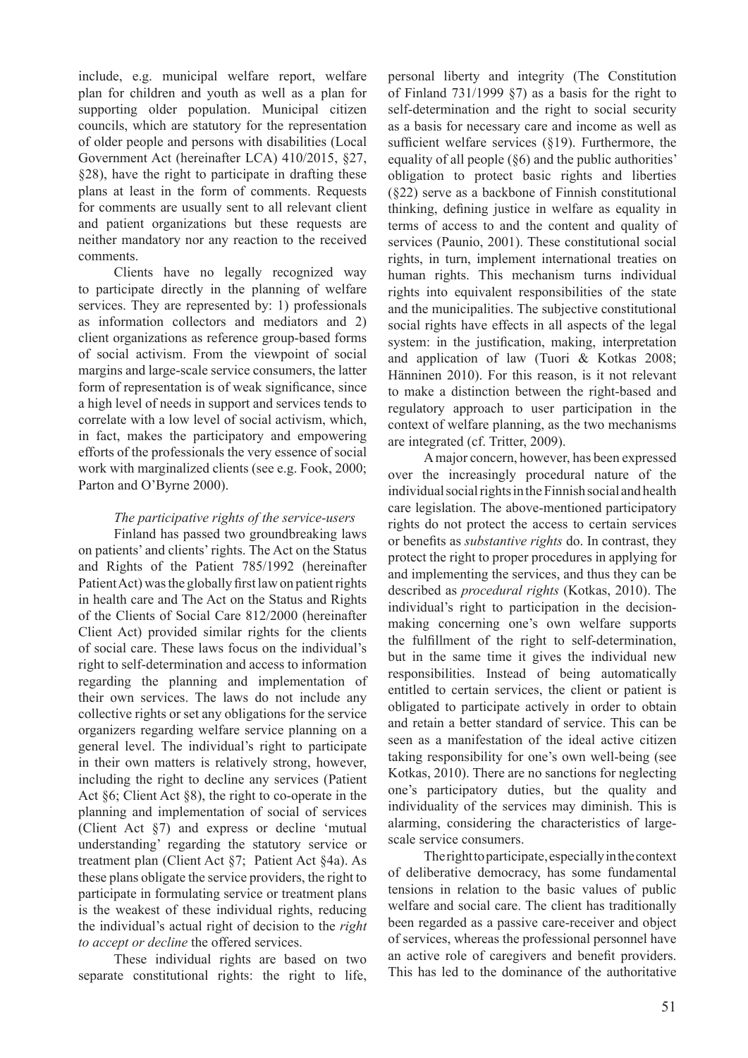include, e.g. municipal welfare report, welfare plan for children and youth as well as a plan for supporting older population. Municipal citizen councils, which are statutory for the representation of older people and persons with disabilities (Local Government Act (hereinafter LCA) 410/2015, §27, §28), have the right to participate in drafting these plans at least in the form of comments. Requests for comments are usually sent to all relevant client and patient organizations but these requests are neither mandatory nor any reaction to the received comments.

Clients have no legally recognized way to participate directly in the planning of welfare services. They are represented by: 1) professionals as information collectors and mediators and 2) client organizations as reference group-based forms of social activism. From the viewpoint of social margins and large-scale service consumers, the latter form of representation is of weak significance, since a high level of needs in support and services tends to correlate with a low level of social activism, which, in fact, makes the participatory and empowering efforts of the professionals the very essence of social work with marginalized clients (see e.g. Fook, 2000; Parton and O'Byrne 2000).

*The participative rights of the service-users*

Finland has passed two groundbreaking laws on patients' and clients' rights. The Act on the Status and Rights of the Patient 785/1992 (hereinafter Patient Act) was the globally first law on patient rights in health care and The Act on the Status and Rights of the Clients of Social Care 812/2000 (hereinafter Client Act) provided similar rights for the clients of social care. These laws focus on the individual's right to self-determination and access to information regarding the planning and implementation of their own services. The laws do not include any collective rights or set any obligations for the service organizers regarding welfare service planning on a general level. The individual's right to participate in their own matters is relatively strong, however, including the right to decline any services (Patient Act §6; Client Act §8), the right to co-operate in the planning and implementation of social of services (Client Act §7) and express or decline 'mutual understanding' regarding the statutory service or treatment plan (Client Act §7; Patient Act §4a). As these plans obligate the service providers, the right to participate in formulating service or treatment plans is the weakest of these individual rights, reducing the individual's actual right of decision to the *right to accept or decline* the offered services.

These individual rights are based on two separate constitutional rights: the right to life, personal liberty and integrity (The Constitution of Finland 731/1999 §7) as a basis for the right to self-determination and the right to social security as a basis for necessary care and income as well as sufficient welfare services (§19). Furthermore, the equality of all people (§6) and the public authorities' obligation to protect basic rights and liberties (§22) serve as a backbone of Finnish constitutional thinking, defining justice in welfare as equality in terms of access to and the content and quality of services (Paunio, 2001). These constitutional social rights, in turn, implement international treaties on human rights. This mechanism turns individual rights into equivalent responsibilities of the state and the municipalities. The subjective constitutional social rights have effects in all aspects of the legal system: in the justification, making, interpretation and application of law (Tuori & Kotkas 2008; Hänninen 2010). For this reason, is it not relevant to make a distinction between the right-based and regulatory approach to user participation in the context of welfare planning, as the two mechanisms are integrated (cf. Tritter, 2009).

A major concern, however, has been expressed over the increasingly procedural nature of the individual social rights in the Finnish social and health care legislation. The above-mentioned participatory rights do not protect the access to certain services or benefits as *substantive rights* do. In contrast, they protect the right to proper procedures in applying for and implementing the services, and thus they can be described as *procedural rights* (Kotkas, 2010). The individual's right to participation in the decision-making concerning one's own welfare supports the fulfillment of the right to self-determination, but in the same time it gives the individual new responsibilities. Instead of being automatically entitled to certain services, the client or patient is obligated to participate actively in order to obtain and retain a better standard of service. This can be seen as a manifestation of the ideal active citizen taking responsibility for one's own well-being (see Kotkas, 2010). There are no sanctions for neglecting one's participatory duties, but the quality and individuality of the services may diminish. This is alarming, considering the characteristics of large-scale service consumers.

The right to participate, especially in the context of deliberative democracy, has some fundamental tensions in relation to the basic values of public welfare and social care. The client has traditionally been regarded as a passive care-receiver and object of services, whereas the professional personnel have an active role of caregivers and benefit providers. This has led to the dominance of the authoritative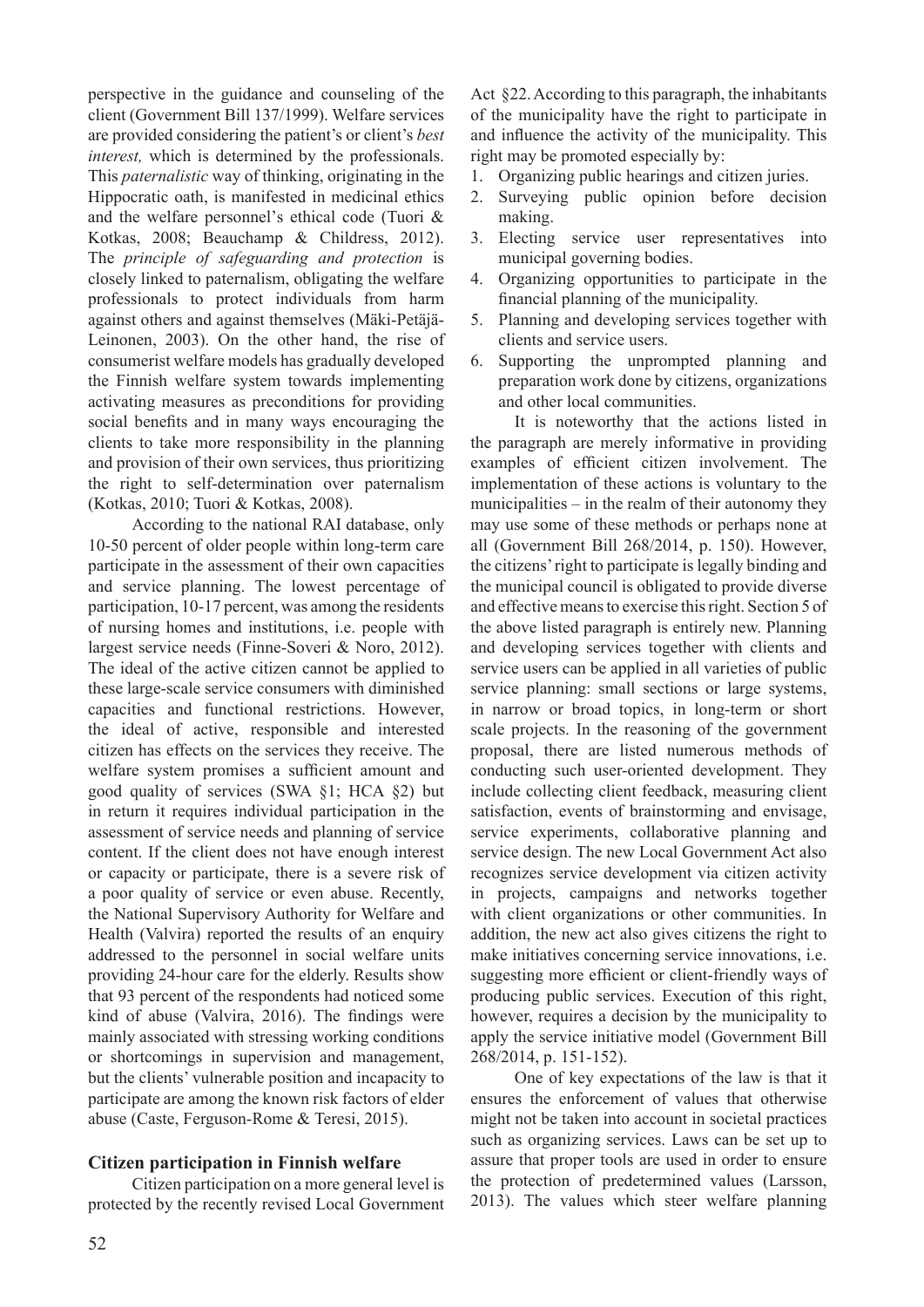perspective in the guidance and counseling of the client (Government Bill 137/1999). Welfare services are provided considering the patient's or client's *best interest,* which is determined by the professionals. This *paternalistic* way of thinking, originating in the Hippocratic oath, is manifested in medicinal ethics and the welfare personnel's ethical code (Tuori & Kotkas, 2008; Beauchamp & Childress, 2012). The *principle of safeguarding and protection* is closely linked to paternalism, obligating the welfare professionals to protect individuals from harm against others and against themselves (Mäki-Petäjä-Leinonen, 2003). On the other hand, the rise of consumerist welfare models has gradually developed the Finnish welfare system towards implementing activating measures as preconditions for providing social benefits and in many ways encouraging the clients to take more responsibility in the planning and provision of their own services, thus prioritizing the right to self-determination over paternalism (Kotkas, 2010; Tuori & Kotkas, 2008).

According to the national RAI database, only 10-50 percent of older people within long-term care participate in the assessment of their own capacities and service planning. The lowest percentage of participation, 10-17 percent, was among the residents of nursing homes and institutions, i.e. people with largest service needs (Finne-Soveri & Noro, 2012). The ideal of the active citizen cannot be applied to these large-scale service consumers with diminished capacities and functional restrictions. However, the ideal of active, responsible and interested citizen has effects on the services they receive. The welfare system promises a sufficient amount and good quality of services (SWA §1; HCA §2) but in return it requires individual participation in the assessment of service needs and planning of service content. If the client does not have enough interest or capacity or participate, there is a severe risk of a poor quality of service or even abuse. Recently, the National Supervisory Authority for Welfare and Health (Valvira) reported the results of an enquiry addressed to the personnel in social welfare units providing 24-hour care for the elderly. Results show that 93 percent of the respondents had noticed some kind of abuse (Valvira, 2016). The findings were mainly associated with stressing working conditions or shortcomings in supervision and management, but the clients' vulnerable position and incapacity to participate are among the known risk factors of elder abuse (Caste, Ferguson-Rome & Teresi, 2015).

## Citizen participation in Finnish welfare

Citizen participation on a more general level is protected by the recently revised Local Government Act §22. According to this paragraph, the inhabitants of the municipality have the right to participate in and influence the activity of the municipality. This right may be promoted especially by:

1. Organizing public hearings and citizen juries.
2. Surveying public opinion before decision making.
3. Electing service user representatives into municipal governing bodies.
4. Organizing opportunities to participate in the financial planning of the municipality.
5. Planning and developing services together with clients and service users.
6. Supporting the unprompted planning and preparation work done by citizens, organizations and other local communities.

It is noteworthy that the actions listed in the paragraph are merely informative in providing examples of efficient citizen involvement. The implementation of these actions is voluntary to the municipalities – in the realm of their autonomy they may use some of these methods or perhaps none at all (Government Bill 268/2014, p. 150). However, the citizens' right to participate is legally binding and the municipal council is obligated to provide diverse and effective means to exercise this right. Section 5 of the above listed paragraph is entirely new. Planning and developing services together with clients and service users can be applied in all varieties of public service planning: small sections or large systems, in narrow or broad topics, in long-term or short scale projects. In the reasoning of the government proposal, there are listed numerous methods of conducting such user-oriented development. They include collecting client feedback, measuring client satisfaction, events of brainstorming and envisage, service experiments, collaborative planning and service design. The new Local Government Act also recognizes service development via citizen activity in projects, campaigns and networks together with client organizations or other communities. In addition, the new act also gives citizens the right to make initiatives concerning service innovations, i.e. suggesting more efficient or client-friendly ways of producing public services. Execution of this right, however, requires a decision by the municipality to apply the service initiative model (Government Bill 268/2014, p. 151-152).

One of key expectations of the law is that it ensures the enforcement of values that otherwise might not be taken into account in societal practices such as organizing services. Laws can be set up to assure that proper tools are used in order to ensure the protection of predetermined values (Larsson, 2013). The values which steer welfare planning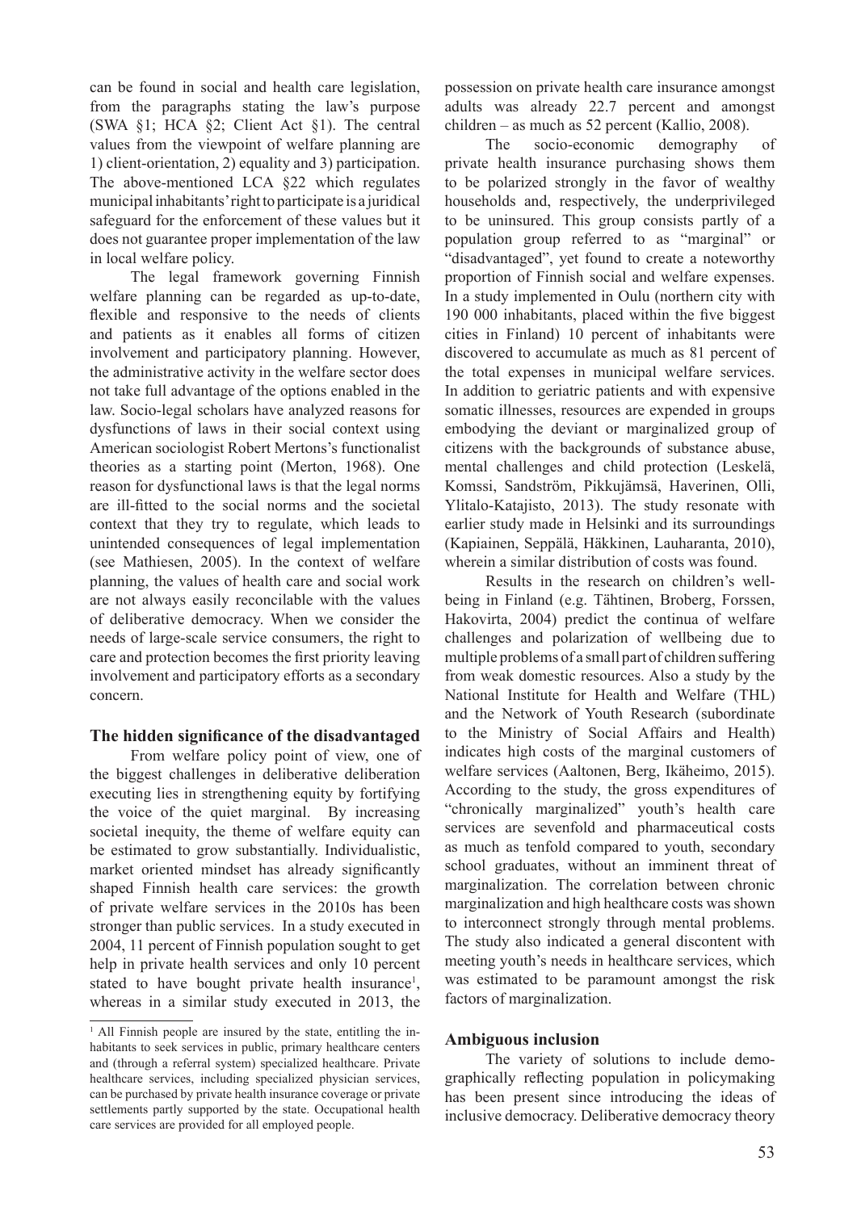can be found in social and health care legislation, from the paragraphs stating the law's purpose (SWA §1; HCA §2; Client Act §1). The central values from the viewpoint of welfare planning are 1) client-orientation, 2) equality and 3) participation. The above-mentioned LCA §22 which regulates municipal inhabitants' right to participate is a juridical safeguard for the enforcement of these values but it does not guarantee proper implementation of the law in local welfare policy.

The legal framework governing Finnish welfare planning can be regarded as up-to-date, flexible and responsive to the needs of clients and patients as it enables all forms of citizen involvement and participatory planning. However, the administrative activity in the welfare sector does not take full advantage of the options enabled in the law. Socio-legal scholars have analyzed reasons for dysfunctions of laws in their social context using American sociologist Robert Mertons's functionalist theories as a starting point (Merton, 1968). One reason for dysfunctional laws is that the legal norms are ill-fitted to the social norms and the societal context that they try to regulate, which leads to unintended consequences of legal implementation (see Mathiesen, 2005). In the context of welfare planning, the values of health care and social work are not always easily reconcilable with the values of deliberative democracy. When we consider the needs of large-scale service consumers, the right to care and protection becomes the first priority leaving involvement and participatory efforts as a secondary concern.

## The hidden significance of the disadvantaged

From welfare policy point of view, one of the biggest challenges in deliberative deliberation executing lies in strengthening equity by fortifying the voice of the quiet marginal. By increasing societal inequity, the theme of welfare equity can be estimated to grow substantially. Individualistic, market oriented mindset has already significantly shaped Finnish health care services: the growth of private welfare services in the 2010s has been stronger than public services. In a study executed in 2004, 11 percent of Finnish population sought to get help in private health services and only 10 percent stated to have bought private health insurance[1], whereas in a similar study executed in 2013, the possession on private health care insurance amongst adults was already 22.7 percent and amongst children – as much as 52 percent (Kallio, 2008).

The socio-economic demography of private health insurance purchasing shows them to be polarized strongly in the favor of wealthy households and, respectively, the underprivileged to be uninsured. This group consists partly of a population group referred to as "marginal" or "disadvantaged", yet found to create a noteworthy proportion of Finnish social and welfare expenses. In a study implemented in Oulu (northern city with 190 000 inhabitants, placed within the five biggest cities in Finland) 10 percent of inhabitants were discovered to accumulate as much as 81 percent of the total expenses in municipal welfare services. In addition to geriatric patients and with expensive somatic illnesses, resources are expended in groups embodying the deviant or marginalized group of citizens with the backgrounds of substance abuse, mental challenges and child protection (Leskelä, Komssi, Sandström, Pikkujämsä, Haverinen, Olli, Ylitalo-Katajisto, 2013). The study resonate with earlier study made in Helsinki and its surroundings (Kapiainen, Seppälä, Häkkinen, Lauharanta, 2010), wherein a similar distribution of costs was found.

Results in the research on children's well-being in Finland (e.g. Tähtinen, Broberg, Forssen, Hakovirta, 2004) predict the continua of welfare challenges and polarization of wellbeing due to multiple problems of a small part of children suffering from weak domestic resources. Also a study by the National Institute for Health and Welfare (THL) and the Network of Youth Research (subordinate to the Ministry of Social Affairs and Health) indicates high costs of the marginal customers of welfare services (Aaltonen, Berg, Ikäheimo, 2015). According to the study, the gross expenditures of "chronically marginalized" youth's health care services are sevenfold and pharmaceutical costs as much as tenfold compared to youth, secondary school graduates, without an imminent threat of marginalization. The correlation between chronic marginalization and high healthcare costs was shown to interconnect strongly through mental problems. The study also indicated a general discontent with meeting youth's needs in healthcare services, which was estimated to be paramount amongst the risk factors of marginalization.

## Ambiguous inclusion

The variety of solutions to include demographically reflecting population in policymaking has been present since introducing the ideas of inclusive democracy. Deliberative democracy theory

[1] All Finnish people are insured by the state, entitling the inhabitants to seek services in public, primary healthcare centers and (through a referral system) specialized healthcare. Private healthcare services, including specialized physician services, can be purchased by private health insurance coverage or private settlements partly supported by the state. Occupational health care services are provided for all employed people.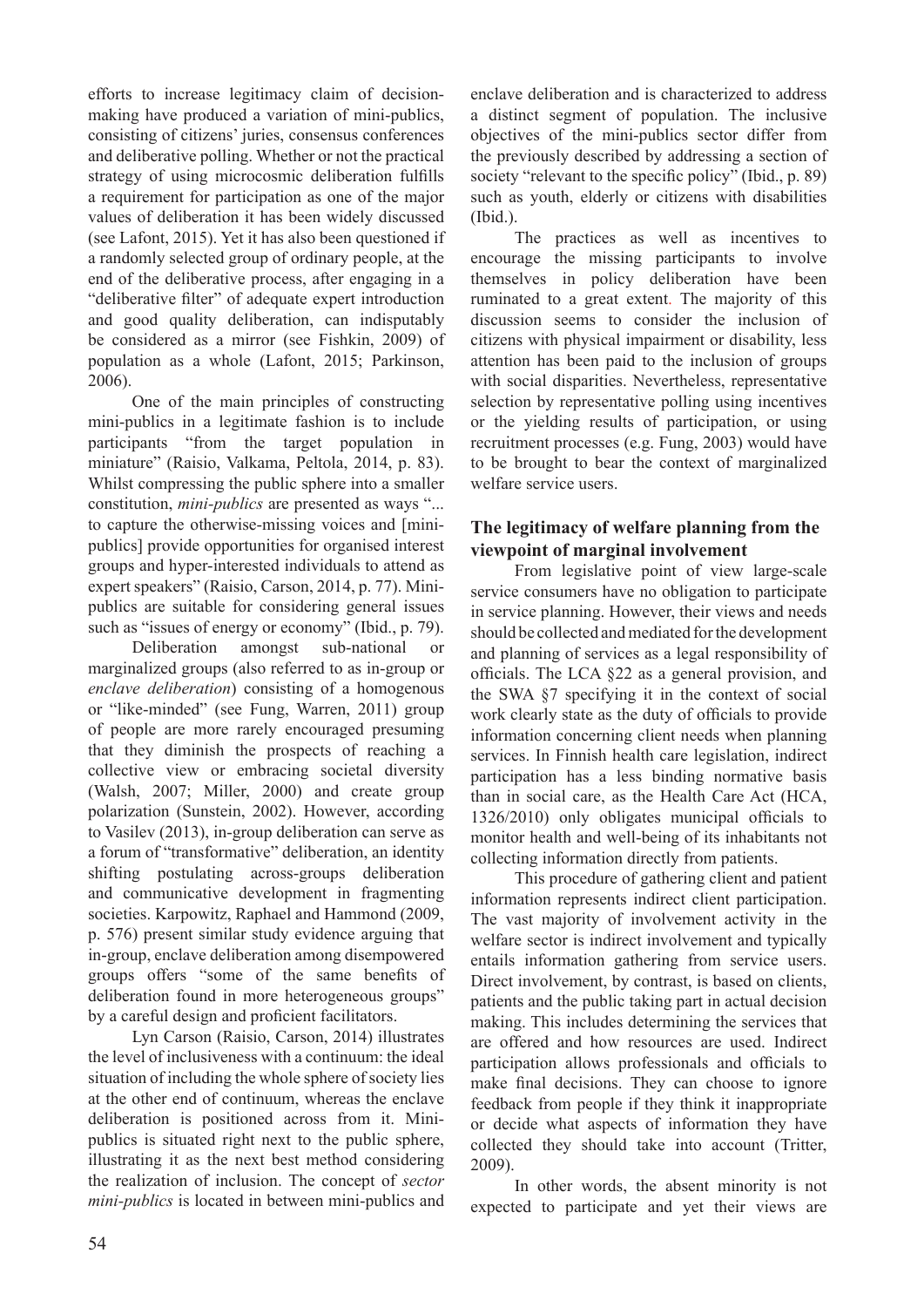efforts to increase legitimacy claim of decision-making have produced a variation of mini-publics, consisting of citizens' juries, consensus conferences and deliberative polling. Whether or not the practical strategy of using microcosmic deliberation fulfills a requirement for participation as one of the major values of deliberation it has been widely discussed (see Lafont, 2015). Yet it has also been questioned if a randomly selected group of ordinary people, at the end of the deliberative process, after engaging in a "deliberative filter" of adequate expert introduction and good quality deliberation, can indisputably be considered as a mirror (see Fishkin, 2009) of population as a whole (Lafont, 2015; Parkinson, 2006).

One of the main principles of constructing mini-publics in a legitimate fashion is to include participants "from the target population in miniature" (Raisio, Valkama, Peltola, 2014, p. 83). Whilst compressing the public sphere into a smaller constitution, *mini-publics* are presented as ways "... to capture the otherwise-missing voices and [mini-publics] provide opportunities for organised interest groups and hyper-interested individuals to attend as expert speakers" (Raisio, Carson, 2014, p. 77). Mini-publics are suitable for considering general issues such as "issues of energy or economy" (Ibid., p. 79).

Deliberation amongst sub-national or marginalized groups (also referred to as in-group or *enclave deliberation*) consisting of a homogenous or "like-minded" (see Fung, Warren, 2011) group of people are more rarely encouraged presuming that they diminish the prospects of reaching a collective view or embracing societal diversity (Walsh, 2007; Miller, 2000) and create group polarization (Sunstein, 2002). However, according to Vasilev (2013), in-group deliberation can serve as a forum of "transformative" deliberation, an identity shifting postulating across-groups deliberation and communicative development in fragmenting societies. Karpowitz, Raphael and Hammond (2009, p. 576) present similar study evidence arguing that in-group, enclave deliberation among disempowered groups offers "some of the same benefits of deliberation found in more heterogeneous groups" by a careful design and proficient facilitators.

Lyn Carson (Raisio, Carson, 2014) illustrates the level of inclusiveness with a continuum: the ideal situation of including the whole sphere of society lies at the other end of continuum, whereas the enclave deliberation is positioned across from it. Mini-publics is situated right next to the public sphere, illustrating it as the next best method considering the realization of inclusion. The concept of *sector mini-publics* is located in between mini-publics and enclave deliberation and is characterized to address a distinct segment of population. The inclusive objectives of the mini-publics sector differ from the previously described by addressing a section of society "relevant to the specific policy" (Ibid., p. 89) such as youth, elderly or citizens with disabilities (Ibid.).

The practices as well as incentives to encourage the missing participants to involve themselves in policy deliberation have been ruminated to a great extent. The majority of this discussion seems to consider the inclusion of citizens with physical impairment or disability, less attention has been paid to the inclusion of groups with social disparities. Nevertheless, representative selection by representative polling using incentives or the yielding results of participation, or using recruitment processes (e.g. Fung, 2003) would have to be brought to bear the context of marginalized welfare service users.

## The legitimacy of welfare planning from the viewpoint of marginal involvement

From legislative point of view large-scale service consumers have no obligation to participate in service planning. However, their views and needs should be collected and mediated for the development and planning of services as a legal responsibility of officials. The LCA §22 as a general provision, and the SWA §7 specifying it in the context of social work clearly state as the duty of officials to provide information concerning client needs when planning services. In Finnish health care legislation, indirect participation has a less binding normative basis than in social care, as the Health Care Act (HCA, 1326/2010) only obligates municipal officials to monitor health and well-being of its inhabitants not collecting information directly from patients.

This procedure of gathering client and patient information represents indirect client participation. The vast majority of involvement activity in the welfare sector is indirect involvement and typically entails information gathering from service users. Direct involvement, by contrast, is based on clients, patients and the public taking part in actual decision making. This includes determining the services that are offered and how resources are used. Indirect participation allows professionals and officials to make final decisions. They can choose to ignore feedback from people if they think it inappropriate or decide what aspects of information they have collected they should take into account (Tritter, 2009).

In other words, the absent minority is not expected to participate and yet their views are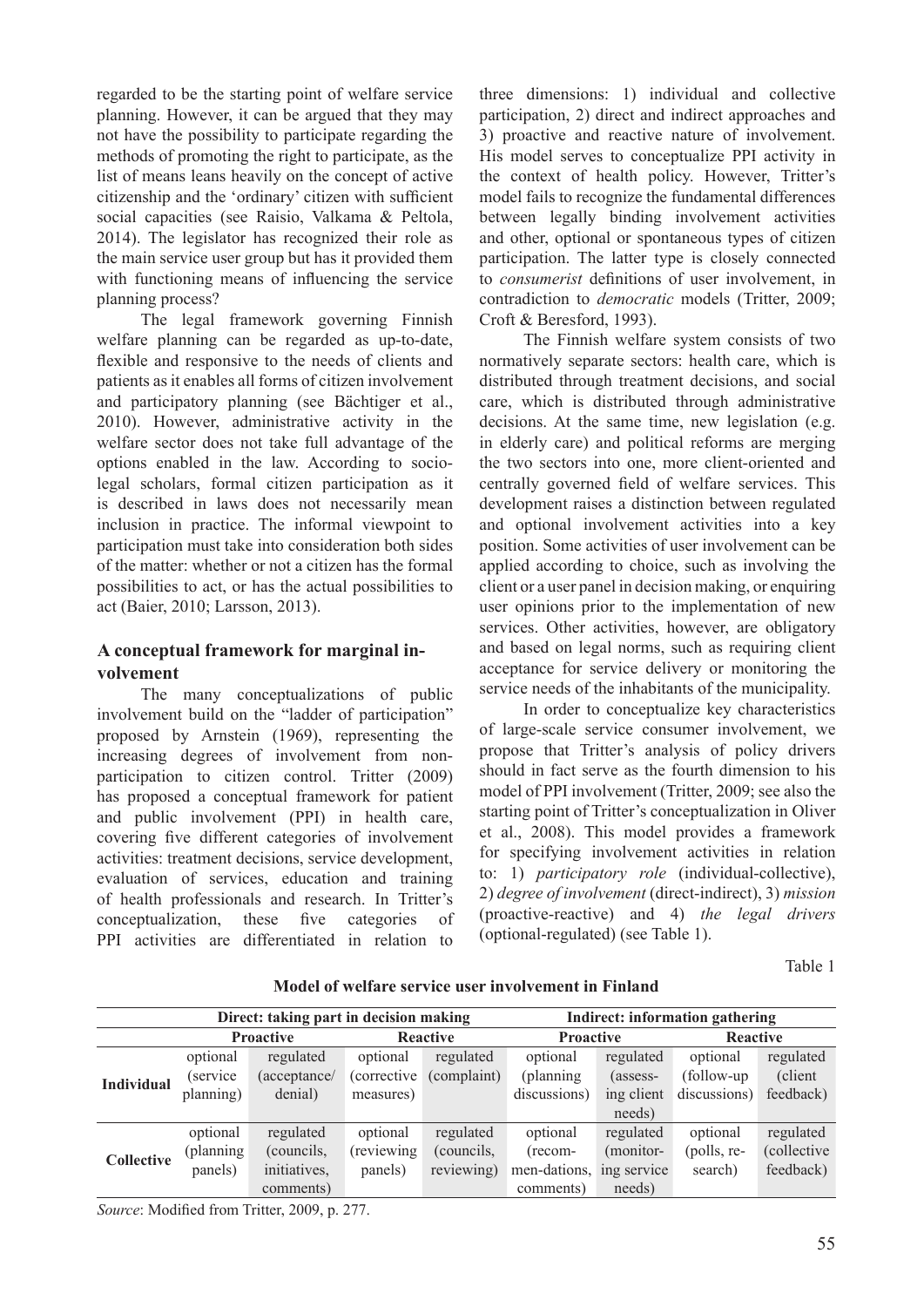regarded to be the starting point of welfare service planning. However, it can be argued that they may not have the possibility to participate regarding the methods of promoting the right to participate, as the list of means leans heavily on the concept of active citizenship and the 'ordinary' citizen with sufficient social capacities (see Raisio, Valkama & Peltola, 2014). The legislator has recognized their role as the main service user group but has it provided them with functioning means of influencing the service planning process?

The legal framework governing Finnish welfare planning can be regarded as up-to-date, flexible and responsive to the needs of clients and patients as it enables all forms of citizen involvement and participatory planning (see Bächtiger et al., 2010). However, administrative activity in the welfare sector does not take full advantage of the options enabled in the law. According to socio-legal scholars, formal citizen participation as it is described in laws does not necessarily mean inclusion in practice. The informal viewpoint to participation must take into consideration both sides of the matter: whether or not a citizen has the formal possibilities to act, or has the actual possibilities to act (Baier, 2010; Larsson, 2013).

## A conceptual framework for marginal involvement

The many conceptualizations of public involvement build on the "ladder of participation" proposed by Arnstein (1969), representing the increasing degrees of involvement from non-participation to citizen control. Tritter (2009) has proposed a conceptual framework for patient and public involvement (PPI) in health care, covering five different categories of involvement activities: treatment decisions, service development, evaluation of services, education and training of health professionals and research. In Tritter's conceptualization, these five categories of PPI activities are differentiated in relation to three dimensions: 1) individual and collective participation, 2) direct and indirect approaches and 3) proactive and reactive nature of involvement. His model serves to conceptualize PPI activity in the context of health policy. However, Tritter's model fails to recognize the fundamental differences between legally binding involvement activities and other, optional or spontaneous types of citizen participation. The latter type is closely connected to *consumerist* definitions of user involvement, in contradiction to *democratic* models (Tritter, 2009; Croft & Beresford, 1993).

The Finnish welfare system consists of two normatively separate sectors: health care, which is distributed through treatment decisions, and social care, which is distributed through administrative decisions. At the same time, new legislation (e.g. in elderly care) and political reforms are merging the two sectors into one, more client-oriented and centrally governed field of welfare services. This development raises a distinction between regulated and optional involvement activities into a key position. Some activities of user involvement can be applied according to choice, such as involving the client or a user panel in decision making, or enquiring user opinions prior to the implementation of new services. Other activities, however, are obligatory and based on legal norms, such as requiring client acceptance for service delivery or monitoring the service needs of the inhabitants of the municipality.

In order to conceptualize key characteristics of large-scale service consumer involvement, we propose that Tritter's analysis of policy drivers should in fact serve as the fourth dimension to his model of PPI involvement (Tritter, 2009; see also the starting point of Tritter's conceptualization in Oliver et al., 2008). This model provides a framework for specifying involvement activities in relation to: 1) *participatory role* (individual-collective), 2) *degree of involvement* (direct-indirect), 3) *mission* (proactive-reactive) and 4) *the legal drivers* (optional-regulated) (see Table 1).

Table 1

**Model of welfare service user involvement in Finland**

| | **Direct: taking part in decision making** | | | | **Indirect: information gathering** | | | |
|---|---|---|---|---|---|---|---|---|
| | **Proactive** | | **Reactive** | | **Proactive** | | **Reactive** | |
| | optional | regulated | optional | regulated | optional | regulated | optional | regulated |
| **Individual** | (service planning) | (acceptance/ denial) | (corrective measures) | (complaint) | (planning discussions) | (assessing client needs) | (follow-up discussions) | (client feedback) |
| **Collective** | (planning panels) | (councils, initiatives, comments) | (reviewing panels) | (councils, reviewing) | (recommendations, comments) | (monitoring service needs) | (polls, research) | (collective feedback) |

*Source*: Modified from Tritter, 2009, p. 277.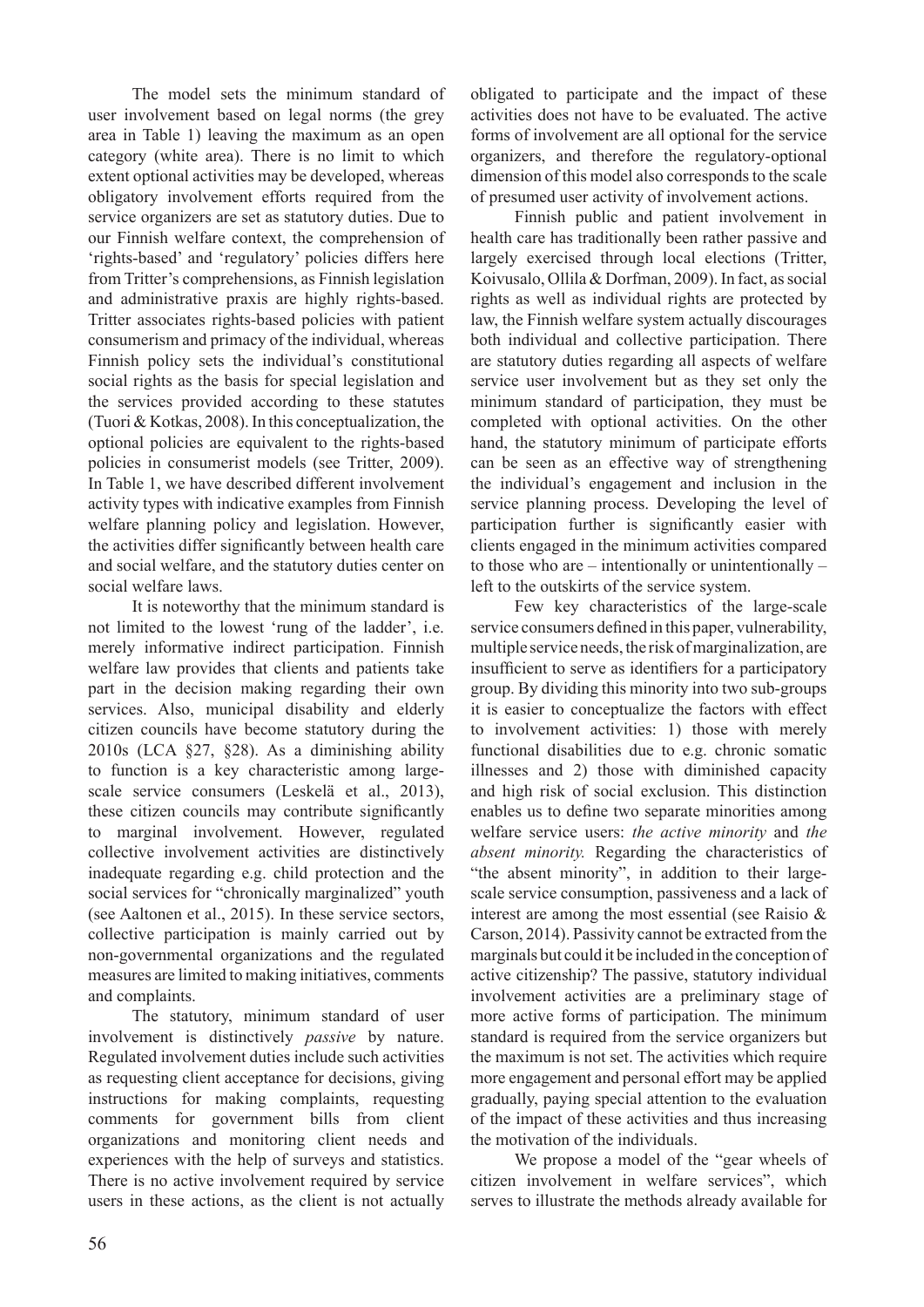The model sets the minimum standard of user involvement based on legal norms (the grey area in Table 1) leaving the maximum as an open category (white area). There is no limit to which extent optional activities may be developed, whereas obligatory involvement efforts required from the service organizers are set as statutory duties. Due to our Finnish welfare context, the comprehension of 'rights-based' and 'regulatory' policies differs here from Tritter's comprehensions, as Finnish legislation and administrative praxis are highly rights-based. Tritter associates rights-based policies with patient consumerism and primacy of the individual, whereas Finnish policy sets the individual's constitutional social rights as the basis for special legislation and the services provided according to these statutes (Tuori & Kotkas, 2008). In this conceptualization, the optional policies are equivalent to the rights-based policies in consumerist models (see Tritter, 2009). In Table 1, we have described different involvement activity types with indicative examples from Finnish welfare planning policy and legislation. However, the activities differ significantly between health care and social welfare, and the statutory duties center on social welfare laws.

It is noteworthy that the minimum standard is not limited to the lowest 'rung of the ladder', i.e. merely informative indirect participation. Finnish welfare law provides that clients and patients take part in the decision making regarding their own services. Also, municipal disability and elderly citizen councils have become statutory during the 2010s (LCA §27, §28). As a diminishing ability to function is a key characteristic among large-scale service consumers (Leskelä et al., 2013), these citizen councils may contribute significantly to marginal involvement. However, regulated collective involvement activities are distinctively inadequate regarding e.g. child protection and the social services for "chronically marginalized" youth (see Aaltonen et al., 2015). In these service sectors, collective participation is mainly carried out by non-governmental organizations and the regulated measures are limited to making initiatives, comments and complaints.

The statutory, minimum standard of user involvement is distinctively *passive* by nature. Regulated involvement duties include such activities as requesting client acceptance for decisions, giving instructions for making complaints, requesting comments for government bills from client organizations and monitoring client needs and experiences with the help of surveys and statistics. There is no active involvement required by service users in these actions, as the client is not actually obligated to participate and the impact of these activities does not have to be evaluated. The active forms of involvement are all optional for the service organizers, and therefore the regulatory-optional dimension of this model also corresponds to the scale of presumed user activity of involvement actions.

Finnish public and patient involvement in health care has traditionally been rather passive and largely exercised through local elections (Tritter, Koivusalo, Ollila & Dorfman, 2009). In fact, as social rights as well as individual rights are protected by law, the Finnish welfare system actually discourages both individual and collective participation. There are statutory duties regarding all aspects of welfare service user involvement but as they set only the minimum standard of participation, they must be completed with optional activities. On the other hand, the statutory minimum of participate efforts can be seen as an effective way of strengthening the individual's engagement and inclusion in the service planning process. Developing the level of participation further is significantly easier with clients engaged in the minimum activities compared to those who are – intentionally or unintentionally – left to the outskirts of the service system.

Few key characteristics of the large-scale service consumers defined in this paper, vulnerability, multiple service needs, the risk of marginalization, are insufficient to serve as identifiers for a participatory group. By dividing this minority into two sub-groups it is easier to conceptualize the factors with effect to involvement activities: 1) those with merely functional disabilities due to e.g. chronic somatic illnesses and 2) those with diminished capacity and high risk of social exclusion. This distinction enables us to define two separate minorities among welfare service users: *the active minority* and *the absent minority.* Regarding the characteristics of "the absent minority", in addition to their large-scale service consumption, passiveness and a lack of interest are among the most essential (see Raisio & Carson, 2014). Passivity cannot be extracted from the marginals but could it be included in the conception of active citizenship? The passive, statutory individual involvement activities are a preliminary stage of more active forms of participation. The minimum standard is required from the service organizers but the maximum is not set. The activities which require more engagement and personal effort may be applied gradually, paying special attention to the evaluation of the impact of these activities and thus increasing the motivation of the individuals.

We propose a model of the "gear wheels of citizen involvement in welfare services", which serves to illustrate the methods already available for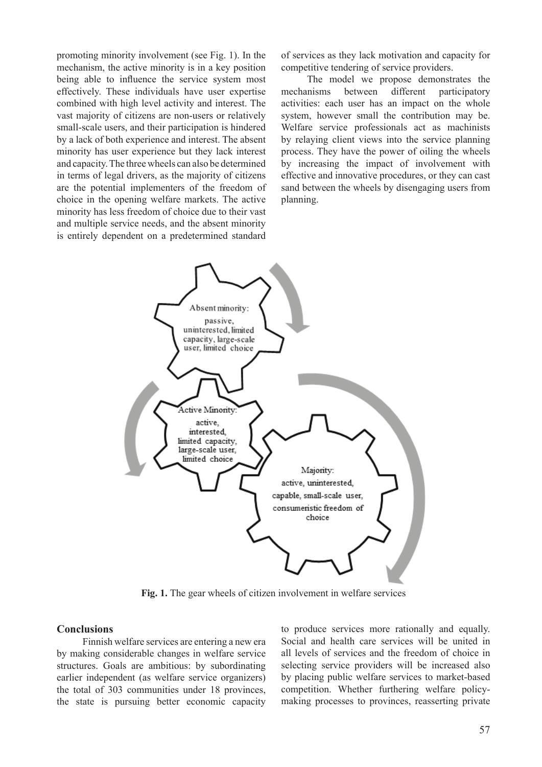promoting minority involvement (see Fig. 1). In the mechanism, the active minority is in a key position being able to influence the service system most effectively. These individuals have user expertise combined with high level activity and interest. The vast majority of citizens are non-users or relatively small-scale users, and their participation is hindered by a lack of both experience and interest. The absent minority has user experience but they lack interest and capacity. The three wheels can also be determined in terms of legal drivers, as the majority of citizens are the potential implementers of the freedom of choice in the opening welfare markets. The active minority has less freedom of choice due to their vast and multiple service needs, and the absent minority is entirely dependent on a predetermined standard of services as they lack motivation and capacity for competitive tendering of service providers.

The model we propose demonstrates the mechanisms between different participatory activities: each user has an impact on the whole system, however small the contribution may be. Welfare service professionals act as machinists by relaying client views into the service planning process. They have the power of oiling the wheels by increasing the impact of involvement with effective and innovative procedures, or they can cast sand between the wheels by disengaging users from planning.

Absent minority: passive, uninterested, limited capacity, large-scale user, limited choice

Active Minority: active, interested, limited capacity, large-scale user, limited choice

Majority: active, uninterested, capable, small-scale user, consumeristic freedom of choice

**Fig. 1.** The gear wheels of citizen involvement in welfare services

## Conclusions

Finnish welfare services are entering a new era by making considerable changes in welfare service structures. Goals are ambitious: by subordinating earlier independent (as welfare service organizers) the total of 303 communities under 18 provinces, the state is pursuing better economic capacity to produce services more rationally and equally. Social and health care services will be united in all levels of services and the freedom of choice in selecting service providers will be increased also by placing public welfare services to market-based competition. Whether furthering welfare policy-making processes to provinces, reasserting private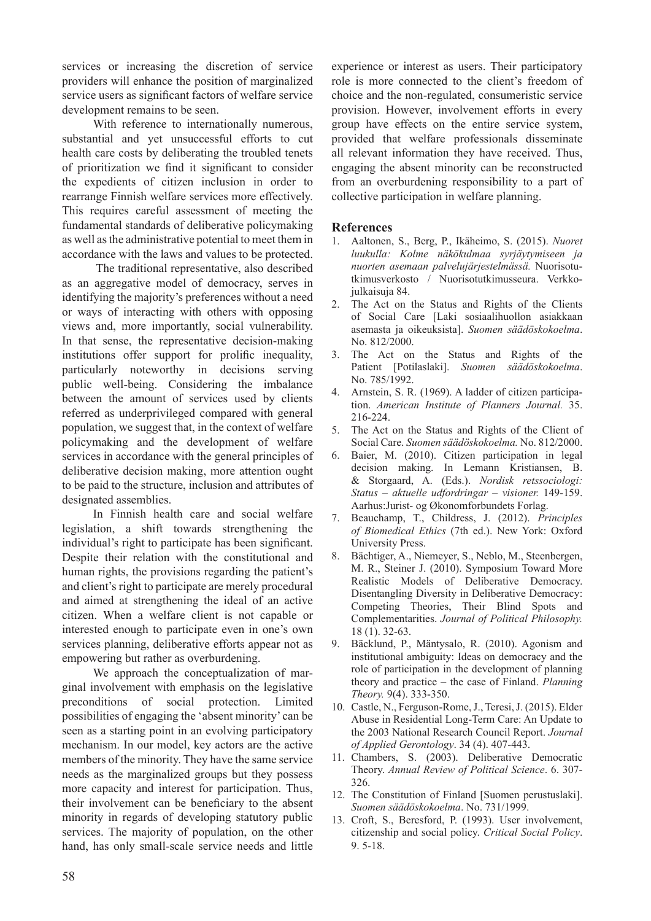services or increasing the discretion of service providers will enhance the position of marginalized service users as significant factors of welfare service development remains to be seen.

With reference to internationally numerous, substantial and yet unsuccessful efforts to cut health care costs by deliberating the troubled tenets of prioritization we find it significant to consider the expedients of citizen inclusion in order to rearrange Finnish welfare services more effectively. This requires careful assessment of meeting the fundamental standards of deliberative policymaking as well as the administrative potential to meet them in accordance with the laws and values to be protected.

The traditional representative, also described as an aggregative model of democracy, serves in identifying the majority's preferences without a need or ways of interacting with others with opposing views and, more importantly, social vulnerability. In that sense, the representative decision-making institutions offer support for prolific inequality, particularly noteworthy in decisions serving public well-being. Considering the imbalance between the amount of services used by clients referred as underprivileged compared with general population, we suggest that, in the context of welfare policymaking and the development of welfare services in accordance with the general principles of deliberative decision making, more attention ought to be paid to the structure, inclusion and attributes of designated assemblies.

In Finnish health care and social welfare legislation, a shift towards strengthening the individual's right to participate has been significant. Despite their relation with the constitutional and human rights, the provisions regarding the patient's and client's right to participate are merely procedural and aimed at strengthening the ideal of an active citizen. When a welfare client is not capable or interested enough to participate even in one's own services planning, deliberative efforts appear not as empowering but rather as overburdening.

We approach the conceptualization of marginal involvement with emphasis on the legislative preconditions of social protection. Limited possibilities of engaging the 'absent minority' can be seen as a starting point in an evolving participatory mechanism. In our model, key actors are the active members of the minority. They have the same service needs as the marginalized groups but they possess more capacity and interest for participation. Thus, their involvement can be beneficiary to the absent minority in regards of developing statutory public services. The majority of population, on the other hand, has only small-scale service needs and little experience or interest as users. Their participatory role is more connected to the client's freedom of choice and the non-regulated, consumeristic service provision. However, involvement efforts in every group have effects on the entire service system, provided that welfare professionals disseminate all relevant information they have received. Thus, engaging the absent minority can be reconstructed from an overburdening responsibility to a part of collective participation in welfare planning.

## References

1. Aaltonen, S., Berg, P., Ikäheimo, S. (2015). *Nuoret luukulla: Kolme näkökulmaa syrjäytymiseen ja nuorten asemaan palvelujärjestelmässä.* Nuorisotutkimusverkosto / Nuorisotutkimusseura. Verkkojulkaisuja 84.
2. The Act on the Status and Rights of the Clients of Social Care [Laki sosiaalihuollon asiakkaan asemasta ja oikeuksista]. *Suomen säädöskokoelma*. No. 812/2000.
3. The Act on the Status and Rights of the Patient [Potilaslaki]. *Suomen säädöskokoelma*. No. 785/1992.
4. Arnstein, S. R. (1969). A ladder of citizen participation. *American Institute of Planners Journal.* 35. 216-224.
5. The Act on the Status and Rights of the Client of Social Care. *Suomen säädöskokoelma.* No. 812/2000.
6. Baier, M. (2010). Citizen participation in legal decision making. In Lemann Kristiansen, B. & Storgaard, A. (Eds.). *Nordisk retssociologi: Status – aktuelle udfordringar – visioner.* 149-159. Aarhus:Jurist- og Økonomforbundets Forlag.
7. Beauchamp, T., Childress, J. (2012). *Principles of Biomedical Ethics* (7th ed.). New York: Oxford University Press.
8. Bächtiger, A., Niemeyer, S., Neblo, M., Steenbergen, M. R., Steiner J. (2010). Symposium Toward More Realistic Models of Deliberative Democracy. Disentangling Diversity in Deliberative Democracy: Competing Theories, Their Blind Spots and Complementarities. *Journal of Political Philosophy.* 18 (1). 32-63.
9. Bäcklund, P., Mäntysalo, R. (2010). Agonism and institutional ambiguity: Ideas on democracy and the role of participation in the development of planning theory and practice – the case of Finland. *Planning Theory.* 9(4). 333-350.
10. Castle, N., Ferguson-Rome, J., Teresi, J. (2015). Elder Abuse in Residential Long-Term Care: An Update to the 2003 National Research Council Report. *Journal of Applied Gerontology*. 34 (4). 407-443.
11. Chambers, S. (2003). Deliberative Democratic Theory. *Annual Review of Political Science*. 6. 307-326.
12. The Constitution of Finland [Suomen perustuslaki]. *Suomen säädöskokoelma*. No. 731/1999.
13. Croft, S., Beresford, P. (1993). User involvement, citizenship and social policy. *Critical Social Policy*. 9. 5-18.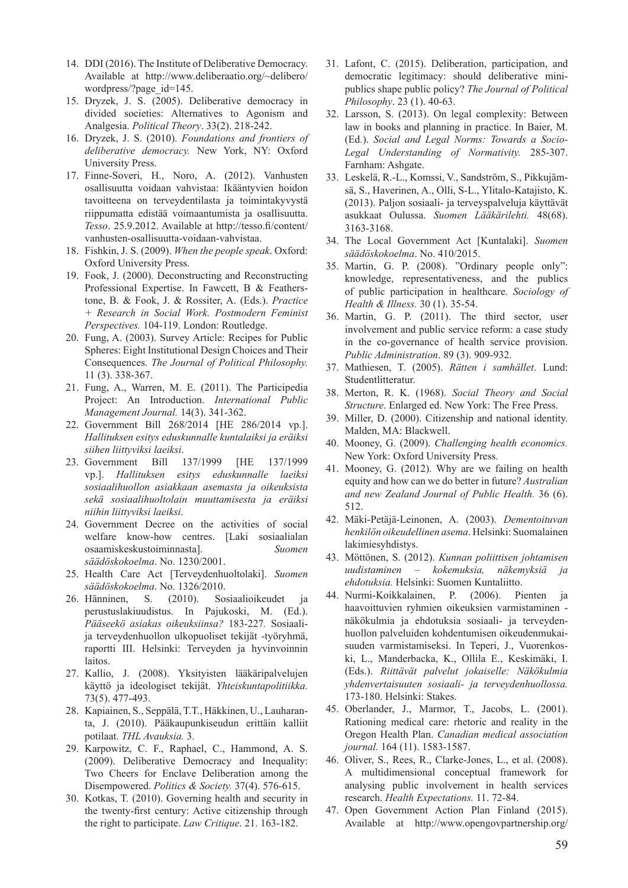14. DDI (2016). The Institute of Deliberative Democracy. Available at http://www.deliberaatio.org/~delibero/wordpress/?page_id=145.
15. Dryzek, J. S. (2005). Deliberative democracy in divided societies: Alternatives to Agonism and Analgesia. *Political Theory*. 33(2). 218-242.
16. Dryzek, J. S. (2010). *Foundations and frontiers of deliberative democracy.* New York, NY: Oxford University Press.
17. Finne-Soveri, H., Noro, A. (2012). Vanhusten osallisuutta voidaan vahvistaa: Ikääntyvien hoidon tavoitteena on terveydentilasta ja toimintakyvystä riippumatta edistää voimaantumista ja osallisuutta. *Tesso*. 25.9.2012. Available at http://tesso.fi/content/vanhusten-osallisuutta-voidaan-vahvistaa.
18. Fishkin, J. S. (2009). *When the people speak*. Oxford: Oxford University Press.
19. Fook, J. (2000). Deconstructing and Reconstructing Professional Expertise. In Fawcett, B & Featherstone, B. & Fook, J. & Rossiter, A. (Eds.). *Practice + Research in Social Work. Postmodern Feminist Perspectives.* 104-119. London: Routledge.
20. Fung, A. (2003). Survey Article: Recipes for Public Spheres: Eight Institutional Design Choices and Their Consequences. *The Journal of Political Philosophy.* 11 (3). 338-367.
21. Fung, A., Warren, M. E. (2011). The Participedia Project: An Introduction. *International Public Management Journal.* 14(3). 341-362.
22. Government Bill 268/2014 [HE 286/2014 vp.]. *Hallituksen esitys eduskunnalle kuntalaiksi ja eräiksi siihen liittyviksi laeiksi*.
23. Government Bill 137/1999 [HE 137/1999 vp.]. *Hallituksen esitys eduskunnalle laeiksi sosiaalihuollon asiakkaan asemasta ja oikeuksista sekä sosiaalihuoltolain muuttamisesta ja eräiksi niihin liittyviksi laeiksi*.
24. Government Decree on the activities of social welfare know-how centres. [Laki sosiaalialan osaamiskeskustoiminnasta]. *Suomen säädöskokoelma*. No. 1230/2001.
25. Health Care Act [Terveydenhuoltolaki]. *Suomen säädöskokoelma*. No. 1326/2010.
26. Hänninen, S. (2010). Sosiaalioikeudet ja perustuslakiuudistus. In Pajukoski, M. (Ed.). *Pääseekö asiakas oikeuksiinsa?* 183-227. Sosiaali- ja terveydenhuollon ulkopuoliset tekijät -työryhmä, raportti III. Helsinki: Terveyden ja hyvinvoinnin laitos.
27. Kallio, J. (2008). Yksityisten lääkäripalvelujen käyttö ja ideologiset tekijät. *Yhteiskuntapolitiikka.* 73(5). 477-493.
28. Kapiainen, S., Seppälä, T.T., Häkkinen, U., Lauharanta, J. (2010). Pääkaupunkiseudun erittäin kalliit potilaat. *THL Avauksia.* 3.
29. Karpowitz, C. F., Raphael, C., Hammond, A. S. (2009). Deliberative Democracy and Inequality: Two Cheers for Enclave Deliberation among the Disempowered. *Politics & Society.* 37(4). 576-615.
30. Kotkas, T. (2010). Governing health and security in the twenty-first century: Active citizenship through the right to participate. *Law Critique*. 21. 163-182.
31. Lafont, C. (2015). Deliberation, participation, and democratic legitimacy: should deliberative mini-publics shape public policy? *The Journal of Political Philosophy*. 23 (1). 40-63.
32. Larsson, S. (2013). On legal complexity: Between law in books and planning in practice. In Baier, M. (Ed.). *Social and Legal Norms: Towards a Socio-Legal Understanding of Normativity.* 285-307. Farnham: Ashgate.
33. Leskelä, R.-L., Komssi, V., Sandström, S., Pikkujämsä, S., Haverinen, A., Olli, S-L., Ylitalo-Katajisto, K. (2013). Paljon sosiaali- ja terveyspalveluja käyttävät asukkaat Oulussa. *Suomen Lääkärilehti.* 48(68). 3163-3168.
34. The Local Government Act [Kuntalaki]. *Suomen säädöskokoelma*. No. 410/2015.
35. Martin, G. P. (2008). "Ordinary people only": knowledge, representativeness, and the publics of public participation in healthcare. *Sociology of Health & Illness.* 30 (1). 35-54.
36. Martin, G. P. (2011). The third sector, user involvement and public service reform: a case study in the co-governance of health service provision. *Public Administration*. 89 (3). 909-932.
37. Mathiesen, T. (2005). *Rätten i samhället*. Lund: Studentlitteratur.
38. Merton, R. K. (1968). *Social Theory and Social Structure*. Enlarged ed. New York: The Free Press.
39. Miller, D. (2000). Citizenship and national identity. Malden, MA: Blackwell.
40. Mooney, G. (2009). *Challenging health economics.* New York: Oxford University Press.
41. Mooney, G. (2012). Why are we failing on health equity and how can we do better in future? *Australian and new Zealand Journal of Public Health.* 36 (6). 512.
42. Mäki-Petäjä-Leinonen, A. (2003). *Dementoituvan henkilön oikeudellinen asema*. Helsinki: Suomalainen lakimiesyhdistys.
43. Möttönen, S. (2012). *Kunnan poliittisen johtamisen uudistaminen – kokemuksia, näkemyksiä ja ehdotuksia.* Helsinki: Suomen Kuntaliitto.
44. Nurmi-Koikkalainen, P. (2006). Pienten ja haavoittuvien ryhmien oikeuksien varmistaminen - näkökulmia ja ehdotuksia sosiaali- ja terveydenhuollon palveluiden kohdentumisen oikeudenmukaisuuden varmistamiseksi. In Teperi, J., Vuorenkoski, L., Manderbacka, K., Ollila E., Keskimäki, I. (Eds.). *Riittävät palvelut jokaiselle: Näkökulmia yhdenvertaisuuten sosiaali- ja terveydenhuollossa.* 173-180. Helsinki: Stakes.
45. Oberlander, J., Marmor, T., Jacobs, L. (2001). Rationing medical care: rhetoric and reality in the Oregon Health Plan. *Canadian medical association journal.* 164 (11). 1583-1587.
46. Oliver, S., Rees, R., Clarke-Jones, L., et al. (2008). A multidimensional conceptual framework for analysing public involvement in health services research. *Health Expectations.* 11. 72-84.
47. Open Government Action Plan Finland (2015). Available at http://www.opengovpartnership.org/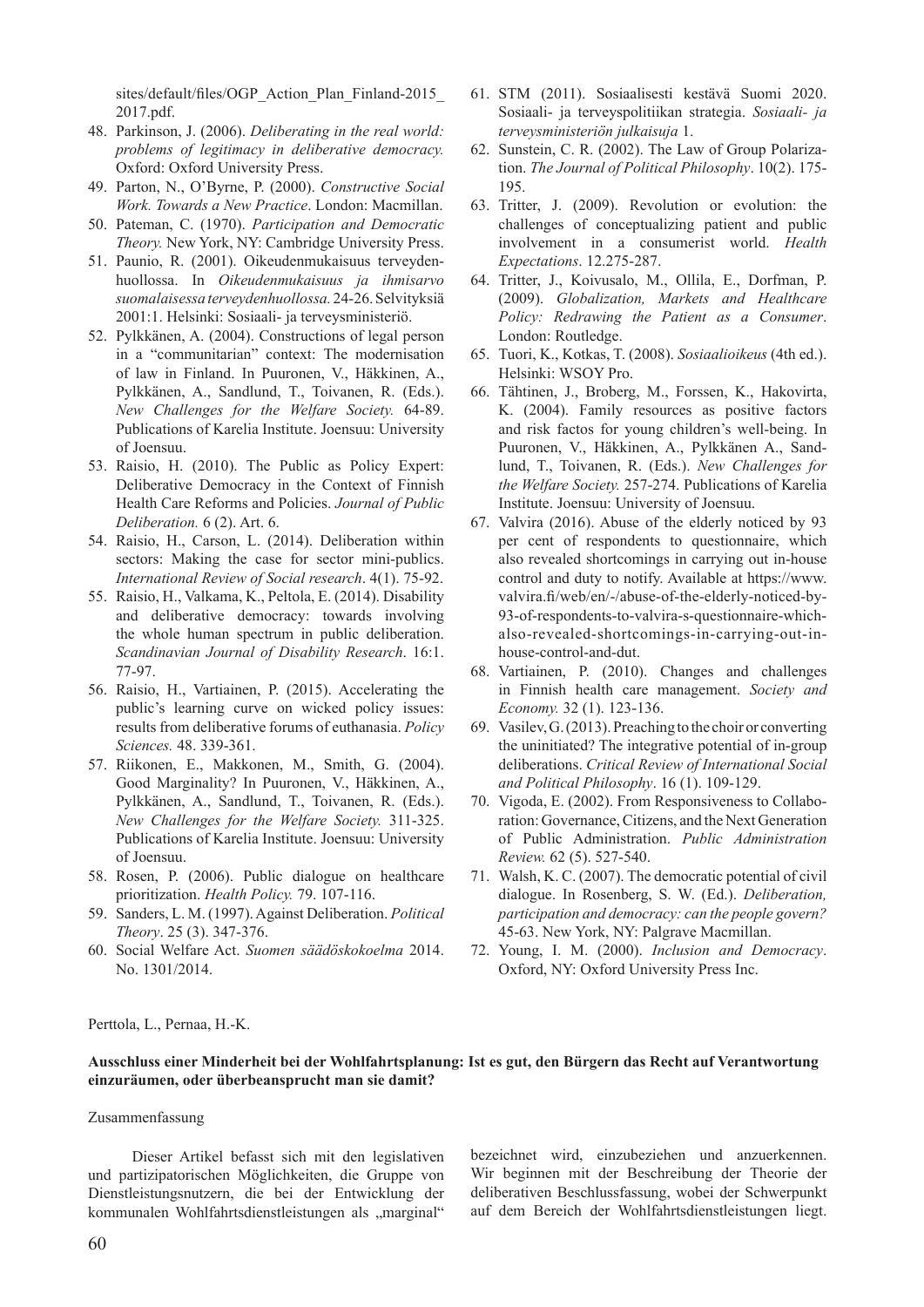sites/default/files/OGP_Action_Plan_Finland-2015_2017.pdf.

48. Parkinson, J. (2006). *Deliberating in the real world: problems of legitimacy in deliberative democracy.* Oxford: Oxford University Press.
49. Parton, N., O'Byrne, P. (2000). *Constructive Social Work. Towards a New Practice*. London: Macmillan.
50. Pateman, C. (1970). *Participation and Democratic Theory.* New York, NY: Cambridge University Press.
51. Paunio, R. (2001). Oikeudenmukaisuus terveydenhuollossa. In *Oikeudenmukaisuus ja ihmisarvo suomalaisessa terveydenhuollossa.* 24-26. Selvityksiä 2001:1. Helsinki: Sosiaali- ja terveysministeriö.
52. Pylkkänen, A. (2004). Constructions of legal person in a "communitarian" context: The modernisation of law in Finland. In Puuronen, V., Häkkinen, A., Pylkkänen, A., Sandlund, T., Toivanen, R. (Eds.). *New Challenges for the Welfare Society.* 64-89. Publications of Karelia Institute. Joensuu: University of Joensuu.
53. Raisio, H. (2010). The Public as Policy Expert: Deliberative Democracy in the Context of Finnish Health Care Reforms and Policies. *Journal of Public Deliberation.* 6 (2). Art. 6.
54. Raisio, H., Carson, L. (2014). Deliberation within sectors: Making the case for sector mini-publics. *International Review of Social research*. 4(1). 75-92.
55. Raisio, H., Valkama, K., Peltola, E. (2014). Disability and deliberative democracy: towards involving the whole human spectrum in public deliberation. *Scandinavian Journal of Disability Research*. 16:1. 77-97.
56. Raisio, H., Vartiainen, P. (2015). Accelerating the public's learning curve on wicked policy issues: results from deliberative forums of euthanasia. *Policy Sciences.* 48. 339-361.
57. Riikonen, E., Makkonen, M., Smith, G. (2004). Good Marginality? In Puuronen, V., Häkkinen, A., Pylkkänen, A., Sandlund, T., Toivanen, R. (Eds.). *New Challenges for the Welfare Society.* 311-325. Publications of Karelia Institute. Joensuu: University of Joensuu.
58. Rosen, P. (2006). Public dialogue on healthcare prioritization. *Health Policy.* 79. 107-116.
59. Sanders, L. M. (1997). Against Deliberation. *Political Theory*. 25 (3). 347-376.
60. Social Welfare Act. *Suomen säädöskokoelma* 2014. No. 1301/2014.
61. STM (2011). Sosiaalisesti kestävä Suomi 2020. Sosiaali- ja terveyspolitiikan strategia. *Sosiaali- ja terveysministeriön julkaisuja* 1.
62. Sunstein, C. R. (2002). The Law of Group Polarization. *The Journal of Political Philosophy*. 10(2). 175-195.
63. Tritter, J. (2009). Revolution or evolution: the challenges of conceptualizing patient and public involvement in a consumerist world. *Health Expectations*. 12.275-287.
64. Tritter, J., Koivusalo, M., Ollila, E., Dorfman, P. (2009). *Globalization, Markets and Healthcare Policy: Redrawing the Patient as a Consumer*. London: Routledge.
65. Tuori, K., Kotkas, T. (2008). *Sosiaalioikeus* (4th ed.). Helsinki: WSOY Pro.
66. Tähtinen, J., Broberg, M., Forssen, K., Hakovirta, K. (2004). Family resources as positive factors and risk factos for young children's well-being. In Puuronen, V., Häkkinen, A., Pylkkänen A., Sandlund, T., Toivanen, R. (Eds.). *New Challenges for the Welfare Society.* 257-274. Publications of Karelia Institute. Joensuu: University of Joensuu.
67. Valvira (2016). Abuse of the elderly noticed by 93 per cent of respondents to questionnaire, which also revealed shortcomings in carrying out in-house control and duty to notify. Available at https://www.valvira.fi/web/en/-/abuse-of-the-elderly-noticed-by-93-of-respondents-to-valvira-s-questionnaire-which-also-revealed-shortcomings-in-carrying-out-in-house-control-and-dut.
68. Vartiainen, P. (2010). Changes and challenges in Finnish health care management. *Society and Economy.* 32 (1). 123-136.
69. Vasilev, G. (2013). Preaching to the choir or converting the uninitiated? The integrative potential of in-group deliberations. *Critical Review of International Social and Political Philosophy*. 16 (1). 109-129.
70. Vigoda, E. (2002). From Responsiveness to Collaboration: Governance, Citizens, and the Next Generation of Public Administration. *Public Administration Review.* 62 (5). 527-540.
71. Walsh, K. C. (2007). The democratic potential of civil dialogue. In Rosenberg, S. W. (Ed.). *Deliberation, participation and democracy: can the people govern?* 45-63. New York, NY: Palgrave Macmillan.
72. Young, I. M. (2000). *Inclusion and Democracy*. Oxford, NY: Oxford University Press Inc.

Perttola, L., Pernaa, H.-K.

**Ausschluss einer Minderheit bei der Wohlfahrtsplanung: Ist es gut, den Bürgern das Recht auf Verantwortung einzuräumen, oder überbeansprucht man sie damit?**

Zusammenfassung

Dieser Artikel befasst sich mit den legislativen und partizipatorischen Möglichkeiten, die Gruppe von Dienstleistungsnutzern, die bei der Entwicklung der kommunalen Wohlfahrtsdienstleistungen als „marginal" bezeichnet wird, einzubeziehen und anzuerkennen. Wir beginnen mit der Beschreibung der Theorie der deliberativen Beschlussfassung, wobei der Schwerpunkt auf dem Bereich der Wohlfahrtsdienstleistungen liegt.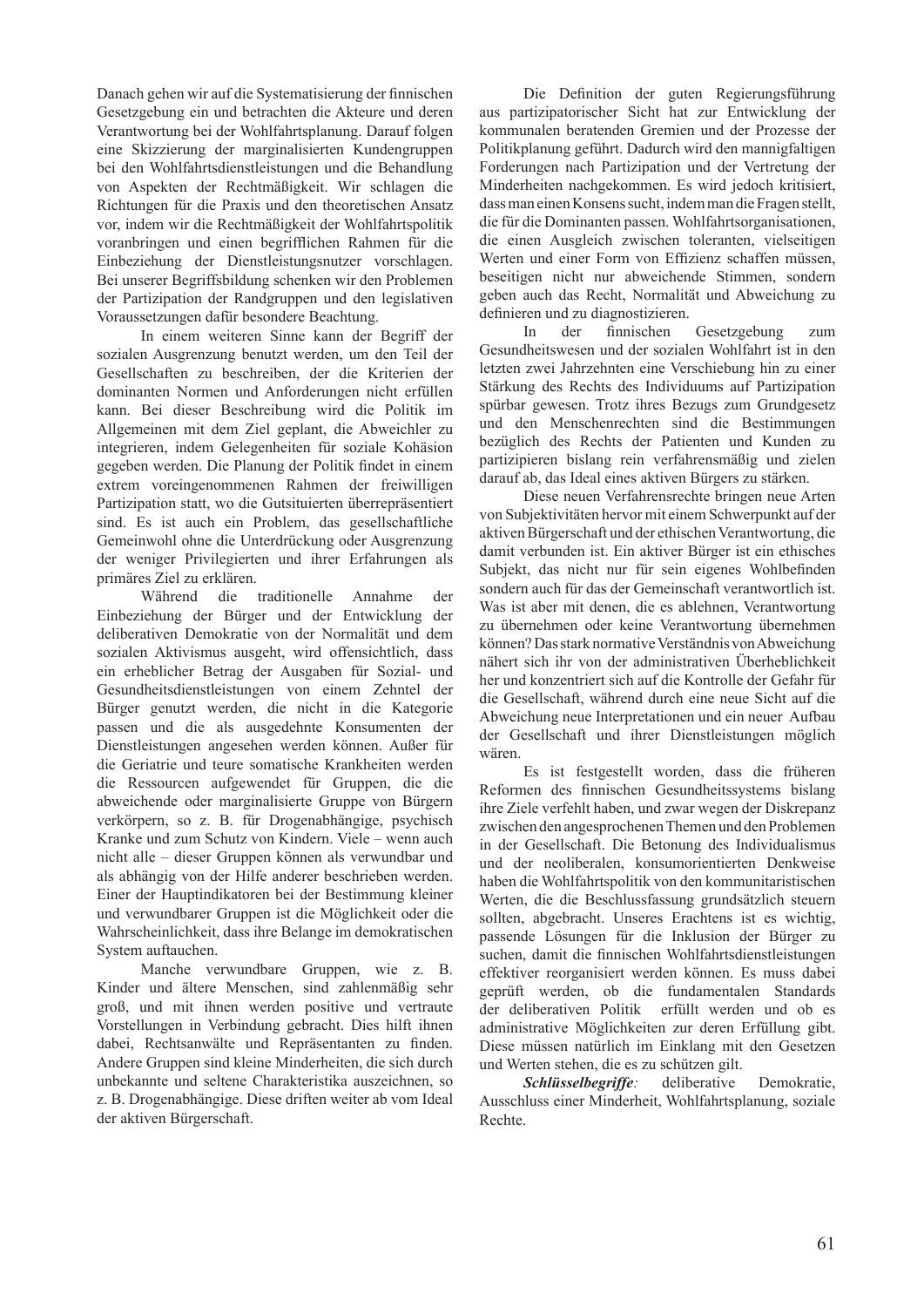Danach gehen wir auf die Systematisierung der finnischen Gesetzgebung ein und betrachten die Akteure und deren Verantwortung bei der Wohlfahrtsplanung. Darauf folgen eine Skizzierung der marginalisierten Kundengruppen bei den Wohlfahrtsdienstleistungen und die Behandlung von Aspekten der Rechtmäßigkeit. Wir schlagen die Richtungen für die Praxis und den theoretischen Ansatz vor, indem wir die Rechtmäßigkeit der Wohlfahrtspolitik voranbringen und einen begrifflichen Rahmen für die Einbeziehung der Dienstleistungsnutzer vorschlagen. Bei unserer Begriffsbildung schenken wir den Problemen der Partizipation der Randgruppen und den legislativen Voraussetzungen dafür besondere Beachtung.

In einem weiteren Sinne kann der Begriff der sozialen Ausgrenzung benutzt werden, um den Teil der Gesellschaften zu beschreiben, der die Kriterien der dominanten Normen und Anforderungen nicht erfüllen kann. Bei dieser Beschreibung wird die Politik im Allgemeinen mit dem Ziel geplant, die Abweichler zu integrieren, indem Gelegenheiten für soziale Kohäsion gegeben werden. Die Planung der Politik findet in einem extrem voreingenommenen Rahmen der freiwilligen Partizipation statt, wo die Gutsituierten überrepräsentiert sind. Es ist auch ein Problem, das gesellschaftliche Gemeinwohl ohne die Unterdrückung oder Ausgrenzung der weniger Privilegierten und ihrer Erfahrungen als primäres Ziel zu erklären.

Während die traditionelle Annahme der Einbeziehung der Bürger und der Entwicklung der deliberativen Demokratie von der Normalität und dem sozialen Aktivismus ausgeht, wird offensichtlich, dass ein erheblicher Betrag der Ausgaben für Sozial- und Gesundheitsdienstleistungen von einem Zehntel der Bürger genutzt werden, die nicht in die Kategorie passen und die als ausgedehnte Konsumenten der Dienstleistungen angesehen werden können. Außer für die Geriatrie und teure somatische Krankheiten werden die Ressourcen aufgewendet für Gruppen, die die abweichende oder marginalisierte Gruppe von Bürgern verkörpern, so z. B. für Drogenabhängige, psychisch Kranke und zum Schutz von Kindern. Viele – wenn auch nicht alle – dieser Gruppen können als verwundbar und als abhängig von der Hilfe anderer beschrieben werden. Einer der Hauptindikatoren bei der Bestimmung kleiner und verwundbarer Gruppen ist die Möglichkeit oder die Wahrscheinlichkeit, dass ihre Belange im demokratischen System auftauchen.

Manche verwundbare Gruppen, wie z. B. Kinder und ältere Menschen, sind zahlenmäßig sehr groß, und mit ihnen werden positive und vertraute Vorstellungen in Verbindung gebracht. Dies hilft ihnen dabei, Rechtsanwälte und Repräsentanten zu finden. Andere Gruppen sind kleine Minderheiten, die sich durch unbekannte und seltene Charakteristika auszeichnen, so z. B. Drogenabhängige. Diese driften weiter ab vom Ideal der aktiven Bürgerschaft.

Die Definition der guten Regierungsführung aus partizipatorischer Sicht hat zur Entwicklung der kommunalen beratenden Gremien und der Prozesse der Politikplanung geführt. Dadurch wird den mannigfaltigen Forderungen nach Partizipation und der Vertretung der Minderheiten nachgekommen. Es wird jedoch kritisiert, dass man einen Konsens sucht, indem man die Fragen stellt, die für die Dominanten passen. Wohlfahrtsorganisationen, die einen Ausgleich zwischen toleranten, vielseitigen Werten und einer Form von Effizienz schaffen müssen, beseitigen nicht nur abweichende Stimmen, sondern geben auch das Recht, Normalität und Abweichung zu definieren und zu diagnostizieren.

In der finnischen Gesetzgebung zum Gesundheitswesen und der sozialen Wohlfahrt ist in den letzten zwei Jahrzehnten eine Verschiebung hin zu einer Stärkung des Rechts des Individuums auf Partizipation spürbar gewesen. Trotz ihres Bezugs zum Grundgesetz und den Menschenrechten sind die Bestimmungen bezüglich des Rechts der Patienten und Kunden zu partizipieren bislang rein verfahrensmäßig und zielen darauf ab, das Ideal eines aktiven Bürgers zu stärken.

Diese neuen Verfahrensrechte bringen neue Arten von Subjektivitäten hervor mit einem Schwerpunkt auf der aktiven Bürgerschaft und der ethischen Verantwortung, die damit verbunden ist. Ein aktiver Bürger ist ein ethisches Subjekt, das nicht nur für sein eigenes Wohlbefinden sondern auch für das der Gemeinschaft verantwortlich ist. Was ist aber mit denen, die es ablehnen, Verantwortung zu übernehmen oder keine Verantwortung übernehmen können? Das stark normative Verständnis von Abweichung nähert sich ihr von der administrativen Überheblichkeit her und konzentriert sich auf die Kontrolle der Gefahr für die Gesellschaft, während durch eine neue Sicht auf die Abweichung neue Interpretationen und ein neuer Aufbau der Gesellschaft und ihrer Dienstleistungen möglich wären.

Es ist festgestellt worden, dass die früheren Reformen des finnischen Gesundheitssystems bislang ihre Ziele verfehlt haben, und zwar wegen der Diskrepanz zwischen den angesprochenen Themen und den Problemen in der Gesellschaft. Die Betonung des Individualismus und der neoliberalen, konsumorientierten Denkweise haben die Wohlfahrtspolitik von den kommunitaristischen Werten, die die Beschlussfassung grundsätzlich steuern sollten, abgebracht. Unseres Erachtens ist es wichtig, passende Lösungen für die Inklusion der Bürger zu suchen, damit die finnischen Wohlfahrtsdienstleistungen effektiver reorganisiert werden können. Es muss dabei geprüft werden, ob die fundamentalen Standards der deliberativen Politik erfüllt werden und ob es administrative Möglichkeiten zu deren Erfüllung gibt. Diese müssen natürlich im Einklang mit den Gesetzen und Werten stehen, die es zu schützen gilt.

***Schlüsselbegriffe:*** deliberative Demokratie, Ausschluss einer Minderheit, Wohlfahrtsplanung, soziale Rechte.